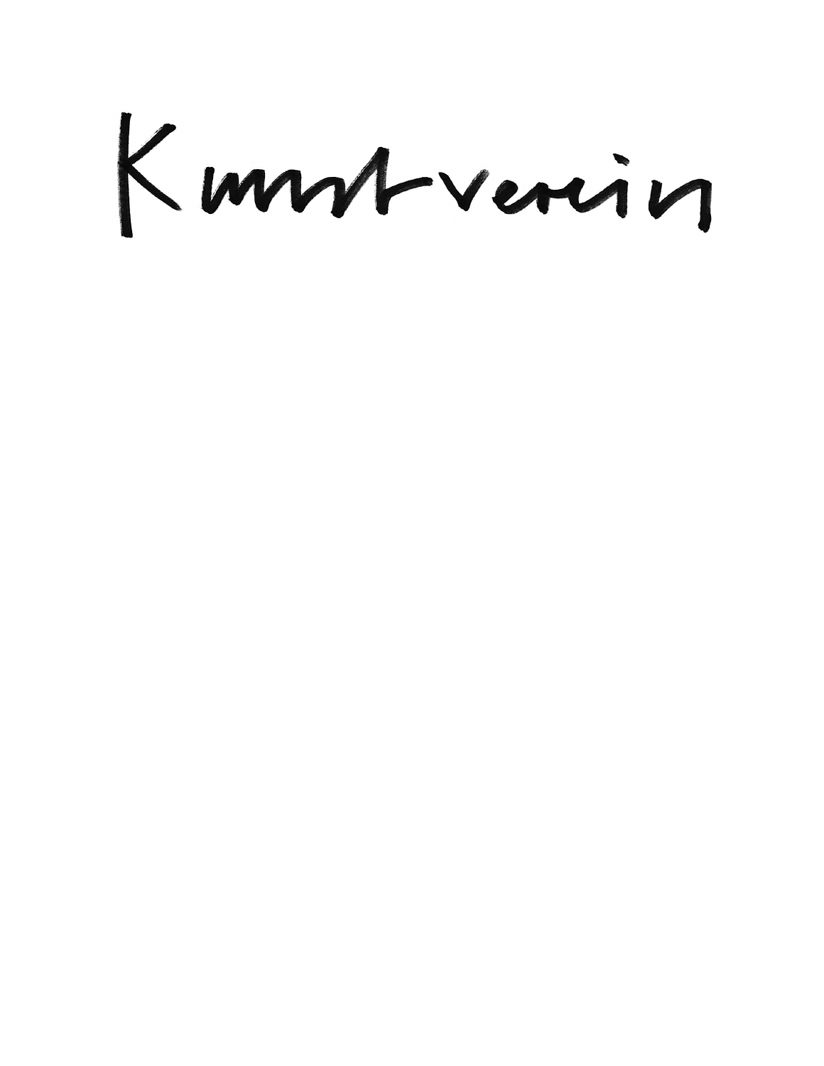# Kunstverein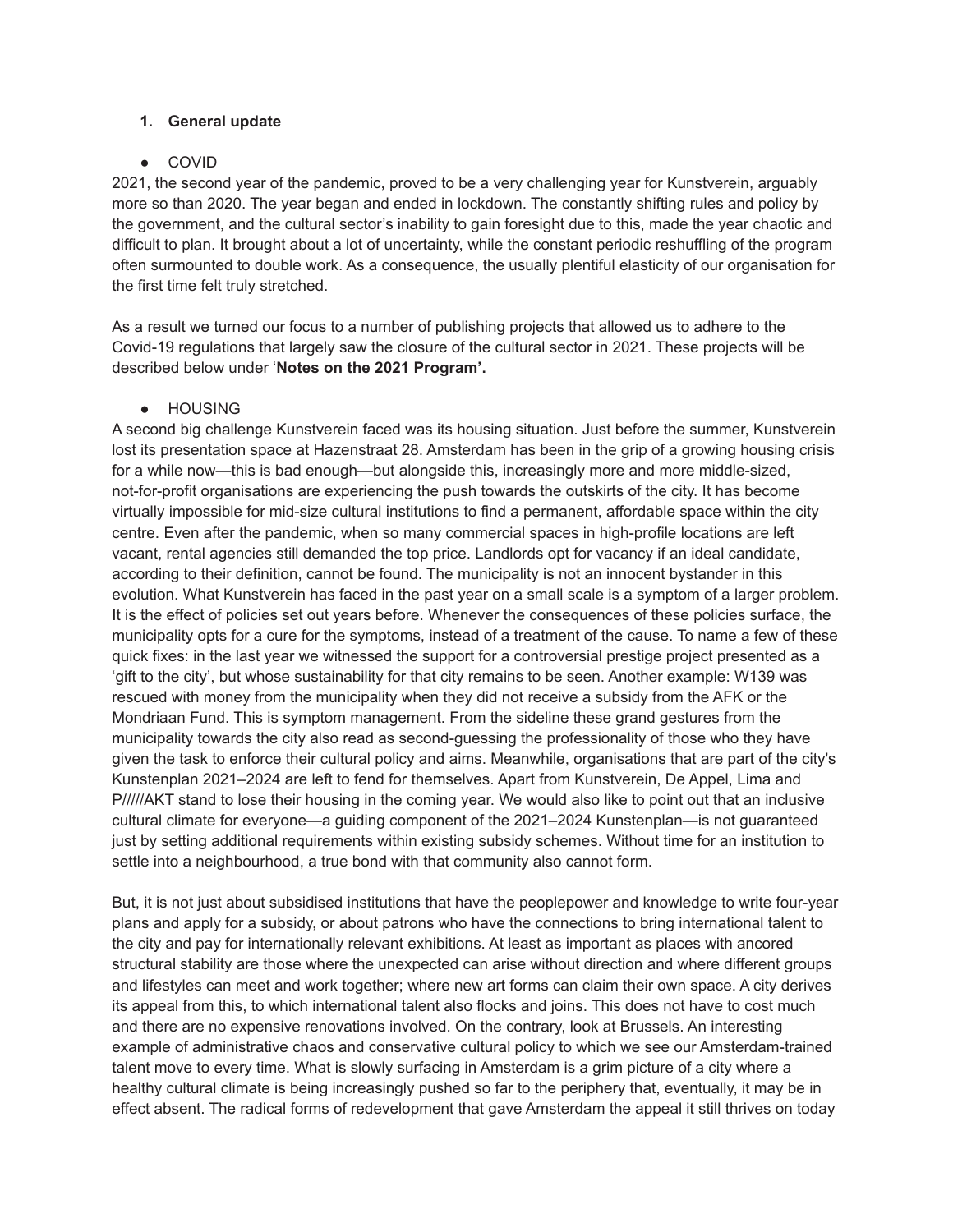1. **General update**

- COVID

2021, the second year of the pandemic, proved to be a very challenging year for Kunstverein, arguably more so than 2020. The year began and ended in lockdown. The constantly shifting rules and policy by the government, and the cultural sector's inability to gain foresight due to this, made the year chaotic and difficult to plan. It brought about a lot of uncertainty, while the constant periodic reshuffling of the program often surmounted to double work. As a consequence, the usually plentiful elasticity of our organisation for the first time felt truly stretched.

As a result we turned our focus to a number of publishing projects that allowed us to adhere to the Covid-19 regulations that largely saw the closure of the cultural sector in 2021. These projects will be described below under '**Notes on the 2021 Program'.**

- HOUSING

A second big challenge Kunstverein faced was its housing situation. Just before the summer, Kunstverein lost its presentation space at Hazenstraat 28. Amsterdam has been in the grip of a growing housing crisis for a while now—this is bad enough—but alongside this, increasingly more and more middle-sized, not-for-profit organisations are experiencing the push towards the outskirts of the city. It has become virtually impossible for mid-size cultural institutions to find a permanent, affordable space within the city centre. Even after the pandemic, when so many commercial spaces in high-profile locations are left vacant, rental agencies still demanded the top price. Landlords opt for vacancy if an ideal candidate, according to their definition, cannot be found. The municipality is not an innocent bystander in this evolution. What Kunstverein has faced in the past year on a small scale is a symptom of a larger problem. It is the effect of policies set out years before. Whenever the consequences of these policies surface, the municipality opts for a cure for the symptoms, instead of a treatment of the cause. To name a few of these quick fixes: in the last year we witnessed the support for a controversial prestige project presented as a 'gift to the city', but whose sustainability for that city remains to be seen. Another example: W139 was rescued with money from the municipality when they did not receive a subsidy from the AFK or the Mondriaan Fund. This is symptom management. From the sideline these grand gestures from the municipality towards the city also read as second-guessing the professionality of those who they have given the task to enforce their cultural policy and aims. Meanwhile, organisations that are part of the city's Kunstenplan 2021–2024 are left to fend for themselves. Apart from Kunstverein, De Appel, Lima and P/////AKT stand to lose their housing in the coming year. We would also like to point out that an inclusive cultural climate for everyone—a guiding component of the 2021–2024 Kunstenplan—is not guaranteed just by setting additional requirements within existing subsidy schemes. Without time for an institution to settle into a neighbourhood, a true bond with that community also cannot form.

But, it is not just about subsidised institutions that have the peoplepower and knowledge to write four-year plans and apply for a subsidy, or about patrons who have the connections to bring international talent to the city and pay for internationally relevant exhibitions. At least as important as places with ancored structural stability are those where the unexpected can arise without direction and where different groups and lifestyles can meet and work together; where new art forms can claim their own space. A city derives its appeal from this, to which international talent also flocks and joins. This does not have to cost much and there are no expensive renovations involved. On the contrary, look at Brussels. An interesting example of administrative chaos and conservative cultural policy to which we see our Amsterdam-trained talent move to every time. What is slowly surfacing in Amsterdam is a grim picture of a city where a healthy cultural climate is being increasingly pushed so far to the periphery that, eventually, it may be in effect absent. The radical forms of redevelopment that gave Amsterdam the appeal it still thrives on today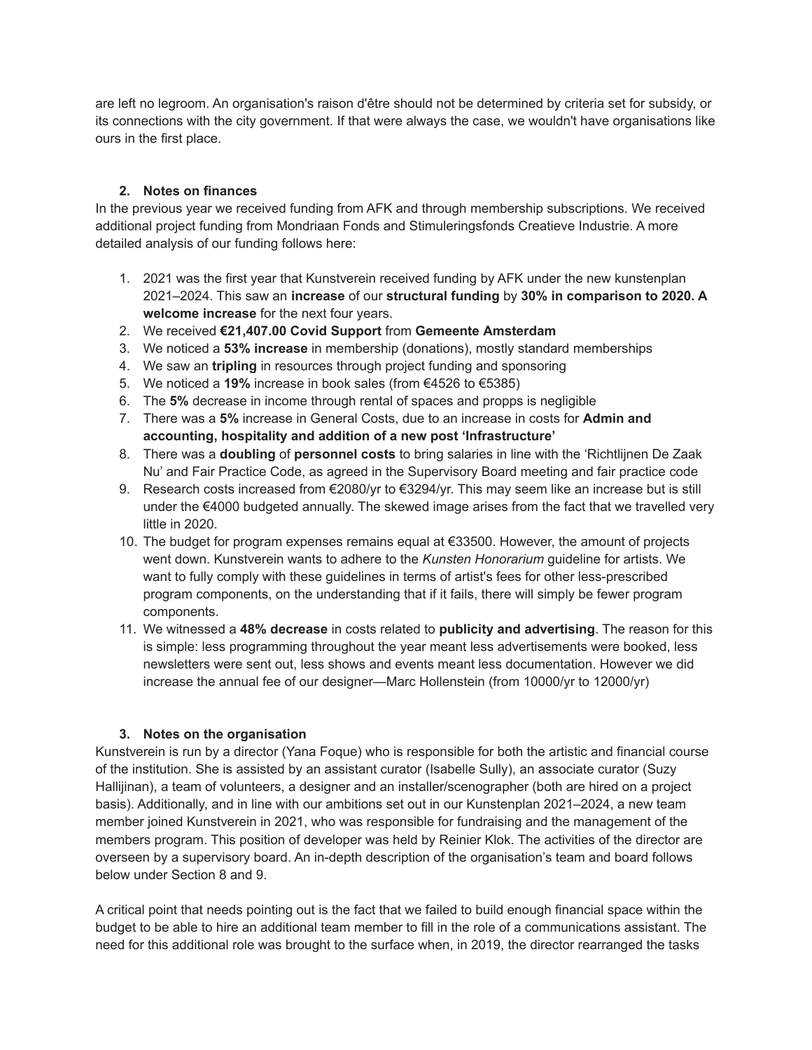are left no legroom. An organisation's raison d'être should not be determined by criteria set for subsidy, or its connections with the city government. If that were always the case, we wouldn't have organisations like ours in the first place.

## 2. Notes on finances

In the previous year we received funding from AFK and through membership subscriptions. We received additional project funding from Mondriaan Fonds and Stimuleringsfonds Creatieve Industrie. A more detailed analysis of our funding follows here:

1. 2021 was the first year that Kunstverein received funding by AFK under the new kunstenplan 2021–2024. This saw an **increase** of our **structural funding** by **30% in comparison to 2020. A welcome increase** for the next four years.
2. We received **€21,407.00 Covid Support** from **Gemeente Amsterdam**
3. We noticed a **53% increase** in membership (donations), mostly standard memberships
4. We saw an **tripling** in resources through project funding and sponsoring
5. We noticed a **19%** increase in book sales (from €4526 to €5385)
6. The **5%** decrease in income through rental of spaces and propps is negligible
7. There was a **5%** increase in General Costs, due to an increase in costs for **Admin and accounting, hospitality and addition of a new post 'Infrastructure'**
8. There was a **doubling** of **personnel costs** to bring salaries in line with the 'Richtlijnen De Zaak Nu' and Fair Practice Code, as agreed in the Supervisory Board meeting and fair practice code
9. Research costs increased from €2080/yr to €3294/yr. This may seem like an increase but is still under the €4000 budgeted annually. The skewed image arises from the fact that we travelled very little in 2020.
10. The budget for program expenses remains equal at €33500. However, the amount of projects went down. Kunstverein wants to adhere to the *Kunsten Honorarium* guideline for artists. We want to fully comply with these guidelines in terms of artist's fees for other less-prescribed program components, on the understanding that if it fails, there will simply be fewer program components.
11. We witnessed a **48% decrease** in costs related to **publicity and advertising**. The reason for this is simple: less programming throughout the year meant less advertisements were booked, less newsletters were sent out, less shows and events meant less documentation. However we did increase the annual fee of our designer—Marc Hollenstein (from 10000/yr to 12000/yr)

## 3. Notes on the organisation

Kunstverein is run by a director (Yana Foque) who is responsible for both the artistic and financial course of the institution. She is assisted by an assistant curator (Isabelle Sully), an associate curator (Suzy Hallijinan), a team of volunteers, a designer and an installer/scenographer (both are hired on a project basis). Additionally, and in line with our ambitions set out in our Kunstenplan 2021–2024, a new team member joined Kunstverein in 2021, who was responsible for fundraising and the management of the members program. This position of developer was held by Reinier Klok. The activities of the director are overseen by a supervisory board. An in-depth description of the organisation's team and board follows below under Section 8 and 9.

A critical point that needs pointing out is the fact that we failed to build enough financial space within the budget to be able to hire an additional team member to fill in the role of a communications assistant. The need for this additional role was brought to the surface when, in 2019, the director rearranged the tasks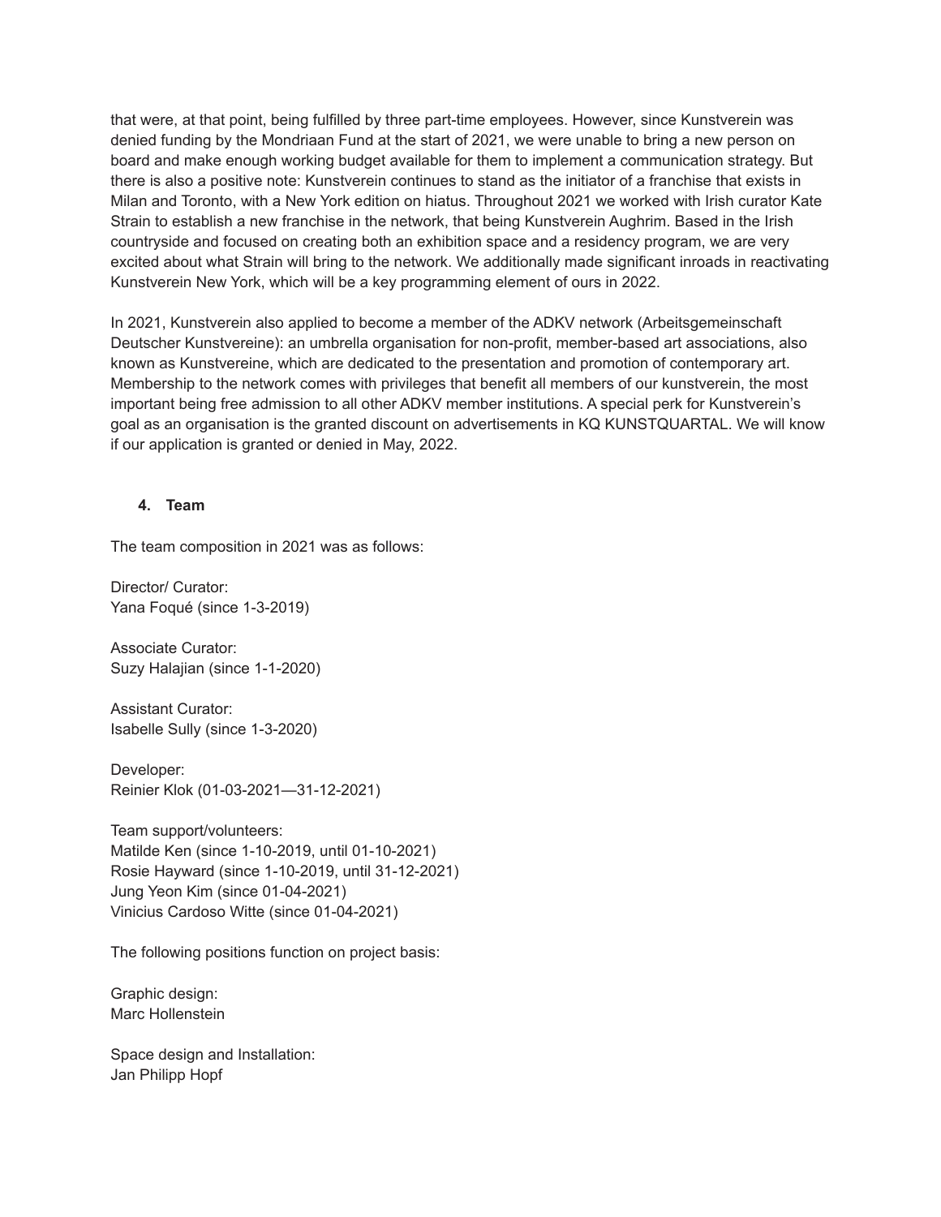that were, at that point, being fulfilled by three part-time employees. However, since Kunstverein was denied funding by the Mondriaan Fund at the start of 2021, we were unable to bring a new person on board and make enough working budget available for them to implement a communication strategy. But there is also a positive note: Kunstverein continues to stand as the initiator of a franchise that exists in Milan and Toronto, with a New York edition on hiatus. Throughout 2021 we worked with Irish curator Kate Strain to establish a new franchise in the network, that being Kunstverein Aughrim. Based in the Irish countryside and focused on creating both an exhibition space and a residency program, we are very excited about what Strain will bring to the network. We additionally made significant inroads in reactivating Kunstverein New York, which will be a key programming element of ours in 2022.

In 2021, Kunstverein also applied to become a member of the ADKV network (Arbeitsgemeinschaft Deutscher Kunstvereine): an umbrella organisation for non-profit, member-based art associations, also known as Kunstvereine, which are dedicated to the presentation and promotion of contemporary art. Membership to the network comes with privileges that benefit all members of our kunstverein, the most important being free admission to all other ADKV member institutions. A special perk for Kunstverein's goal as an organisation is the granted discount on advertisements in KQ KUNSTQUARTAL. We will know if our application is granted or denied in May, 2022.

## 4. Team

The team composition in 2021 was as follows:

Director/ Curator:
Yana Foqué (since 1-3-2019)

Associate Curator:
Suzy Halajian (since 1-1-2020)

Assistant Curator:
Isabelle Sully (since 1-3-2020)

Developer:
Reinier Klok (01-03-2021—31-12-2021)

Team support/volunteers:
Matilde Ken (since 1-10-2019, until 01-10-2021)
Rosie Hayward (since 1-10-2019, until 31-12-2021)
Jung Yeon Kim (since 01-04-2021)
Vinicius Cardoso Witte (since 01-04-2021)

The following positions function on project basis:

Graphic design:
Marc Hollenstein

Space design and Installation:
Jan Philipp Hopf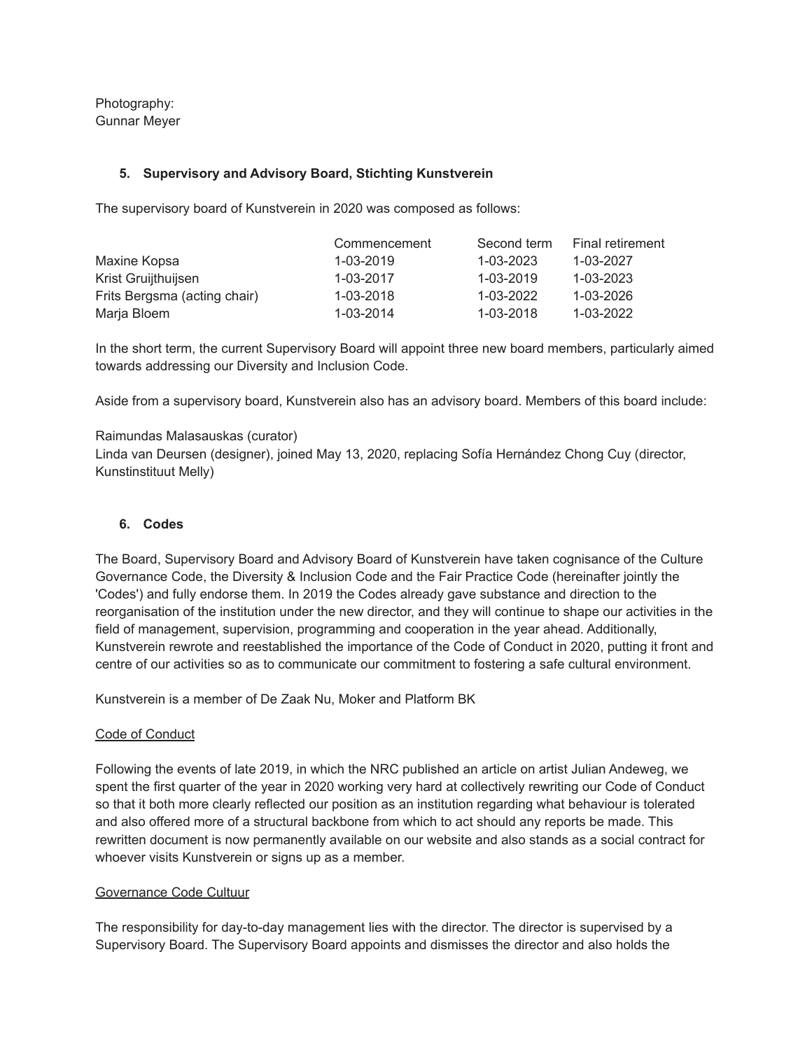Photography:
Gunnar Meyer

### 5. Supervisory and Advisory Board, Stichting Kunstverein

The supervisory board of Kunstverein in 2020 was composed as follows:

| | Commencement | Second term | Final retirement |
|---|---|---|---|
| Maxine Kopsa | 1-03-2019 | 1-03-2023 | 1-03-2027 |
| Krist Gruijthuijsen | 1-03-2017 | 1-03-2019 | 1-03-2023 |
| Frits Bergsma (acting chair) | 1-03-2018 | 1-03-2022 | 1-03-2026 |
| Marja Bloem | 1-03-2014 | 1-03-2018 | 1-03-2022 |

In the short term, the current Supervisory Board will appoint three new board members, particularly aimed towards addressing our Diversity and Inclusion Code.

Aside from a supervisory board, Kunstverein also has an advisory board. Members of this board include:

Raimundas Malasauskas (curator)
Linda van Deursen (designer), joined May 13, 2020, replacing Sofía Hernández Chong Cuy (director, Kunstinstituut Melly)

### 6. Codes

The Board, Supervisory Board and Advisory Board of Kunstverein have taken cognisance of the Culture Governance Code, the Diversity & Inclusion Code and the Fair Practice Code (hereinafter jointly the 'Codes') and fully endorse them. In 2019 the Codes already gave substance and direction to the reorganisation of the institution under the new director, and they will continue to shape our activities in the field of management, supervision, programming and cooperation in the year ahead. Additionally, Kunstverein rewrote and reestablished the importance of the Code of Conduct in 2020, putting it front and centre of our activities so as to communicate our commitment to fostering a safe cultural environment.

Kunstverein is a member of De Zaak Nu, Moker and Platform BK

Code of Conduct

Following the events of late 2019, in which the NRC published an article on artist Julian Andeweg, we spent the first quarter of the year in 2020 working very hard at collectively rewriting our Code of Conduct so that it both more clearly reflected our position as an institution regarding what behaviour is tolerated and also offered more of a structural backbone from which to act should any reports be made. This rewritten document is now permanently available on our website and also stands as a social contract for whoever visits Kunstverein or signs up as a member.

Governance Code Cultuur

The responsibility for day-to-day management lies with the director. The director is supervised by a Supervisory Board. The Supervisory Board appoints and dismisses the director and also holds the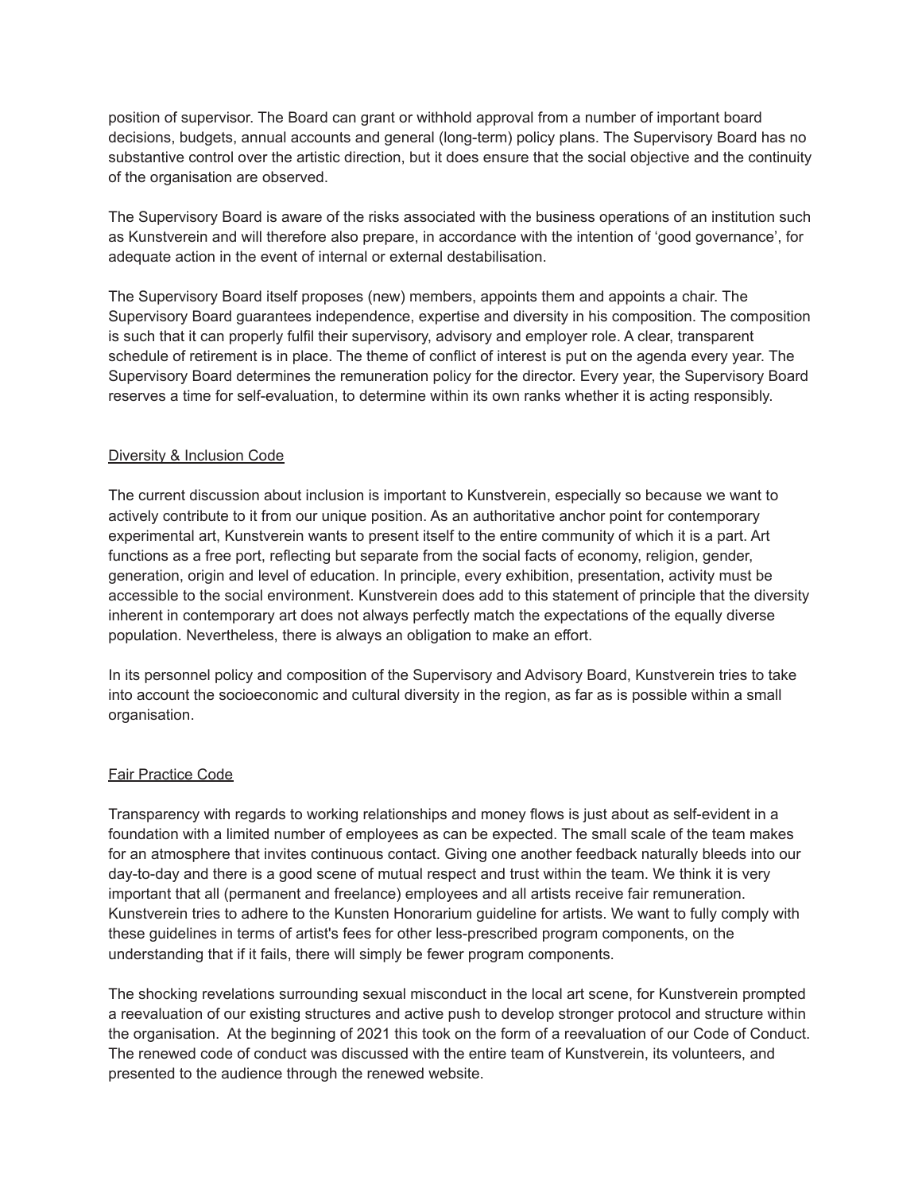position of supervisor. The Board can grant or withhold approval from a number of important board decisions, budgets, annual accounts and general (long-term) policy plans. The Supervisory Board has no substantive control over the artistic direction, but it does ensure that the social objective and the continuity of the organisation are observed.

The Supervisory Board is aware of the risks associated with the business operations of an institution such as Kunstverein and will therefore also prepare, in accordance with the intention of 'good governance', for adequate action in the event of internal or external destabilisation.

The Supervisory Board itself proposes (new) members, appoints them and appoints a chair. The Supervisory Board guarantees independence, expertise and diversity in his composition. The composition is such that it can properly fulfil their supervisory, advisory and employer role. A clear, transparent schedule of retirement is in place. The theme of conflict of interest is put on the agenda every year. The Supervisory Board determines the remuneration policy for the director. Every year, the Supervisory Board reserves a time for self-evaluation, to determine within its own ranks whether it is acting responsibly.

## Diversity & Inclusion Code

The current discussion about inclusion is important to Kunstverein, especially so because we want to actively contribute to it from our unique position. As an authoritative anchor point for contemporary experimental art, Kunstverein wants to present itself to the entire community of which it is a part. Art functions as a free port, reflecting but separate from the social facts of economy, religion, gender, generation, origin and level of education. In principle, every exhibition, presentation, activity must be accessible to the social environment. Kunstverein does add to this statement of principle that the diversity inherent in contemporary art does not always perfectly match the expectations of the equally diverse population. Nevertheless, there is always an obligation to make an effort.

In its personnel policy and composition of the Supervisory and Advisory Board, Kunstverein tries to take into account the socioeconomic and cultural diversity in the region, as far as is possible within a small organisation.

## Fair Practice Code

Transparency with regards to working relationships and money flows is just about as self-evident in a foundation with a limited number of employees as can be expected. The small scale of the team makes for an atmosphere that invites continuous contact. Giving one another feedback naturally bleeds into our day-to-day and there is a good scene of mutual respect and trust within the team. We think it is very important that all (permanent and freelance) employees and all artists receive fair remuneration. Kunstverein tries to adhere to the Kunsten Honorarium guideline for artists. We want to fully comply with these guidelines in terms of artist's fees for other less-prescribed program components, on the understanding that if it fails, there will simply be fewer program components.

The shocking revelations surrounding sexual misconduct in the local art scene, for Kunstverein prompted a reevaluation of our existing structures and active push to develop stronger protocol and structure within the organisation. At the beginning of 2021 this took on the form of a reevaluation of our Code of Conduct. The renewed code of conduct was discussed with the entire team of Kunstverein, its volunteers, and presented to the audience through the renewed website.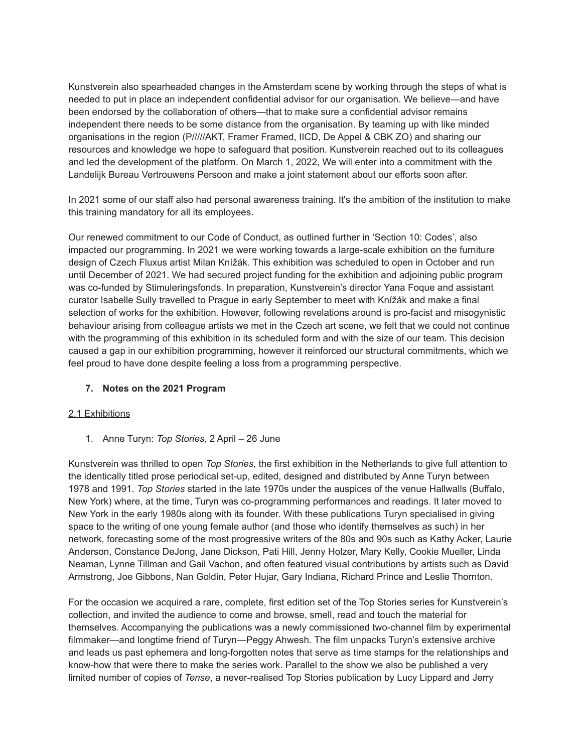Kunstverein also spearheaded changes in the Amsterdam scene by working through the steps of what is needed to put in place an independent confidential advisor for our organisation. We believe—and have been endorsed by the collaboration of others—that to make sure a confidential advisor remains independent there needs to be some distance from the organisation. By teaming up with like minded organisations in the region (P/////AKT, Framer Framed, IICD, De Appel & CBK ZO) and sharing our resources and knowledge we hope to safeguard that position. Kunstverein reached out to its colleagues and led the development of the platform. On March 1, 2022, We will enter into a commitment with the Landelijk Bureau Vertrouwens Persoon and make a joint statement about our efforts soon after.

In 2021 some of our staff also had personal awareness training. It's the ambition of the institution to make this training mandatory for all its employees.

Our renewed commitment to our Code of Conduct, as outlined further in 'Section 10: Codes', also impacted our programming. In 2021 we were working towards a large-scale exhibition on the furniture design of Czech Fluxus artist Milan Knížák. This exhibition was scheduled to open in October and run until December of 2021. We had secured project funding for the exhibition and adjoining public program was co-funded by Stimuleringsfonds. In preparation, Kunstverein's director Yana Foque and assistant curator Isabelle Sully travelled to Prague in early September to meet with Knížák and make a final selection of works for the exhibition. However, following revelations around is pro-facist and misogynistic behaviour arising from colleague artists we met in the Czech art scene, we felt that we could not continue with the programming of this exhibition in its scheduled form and with the size of our team. This decision caused a gap in our exhibition programming, however it reinforced our structural commitments, which we feel proud to have done despite feeling a loss from a programming perspective.

## 7. Notes on the 2021 Program

### 2.1 Exhibitions

1. Anne Turyn: *Top Stories,* 2 April – 26 June

Kunstverein was thrilled to open *Top Stories*, the first exhibition in the Netherlands to give full attention to the identically titled prose periodical set-up, edited, designed and distributed by Anne Turyn between 1978 and 1991. *Top Stories* started in the late 1970s under the auspices of the venue Hallwalls (Buffalo, New York) where, at the time, Turyn was co-programming performances and readings. It later moved to New York in the early 1980s along with its founder. With these publications Turyn specialised in giving space to the writing of one young female author (and those who identify themselves as such) in her network, forecasting some of the most progressive writers of the 80s and 90s such as Kathy Acker, Laurie Anderson, Constance DeJong, Jane Dickson, Pati Hill, Jenny Holzer, Mary Kelly, Cookie Mueller, Linda Neaman, Lynne Tillman and Gail Vachon, and often featured visual contributions by artists such as David Armstrong, Joe Gibbons, Nan Goldin, Peter Hujar, Gary Indiana, Richard Prince and Leslie Thornton.

For the occasion we acquired a rare, complete, first edition set of the Top Stories series for Kunstverein's collection, and invited the audience to come and browse, smell, read and touch the material for themselves. Accompanying the publications was a newly commissioned two-channel film by experimental filmmaker—and longtime friend of Turyn—Peggy Ahwesh. The film unpacks Turyn's extensive archive and leads us past ephemera and long-forgotten notes that serve as time stamps for the relationships and know-how that were there to make the series work. Parallel to the show we also be published a very limited number of copies of *Tense*, a never-realised Top Stories publication by Lucy Lippard and Jerry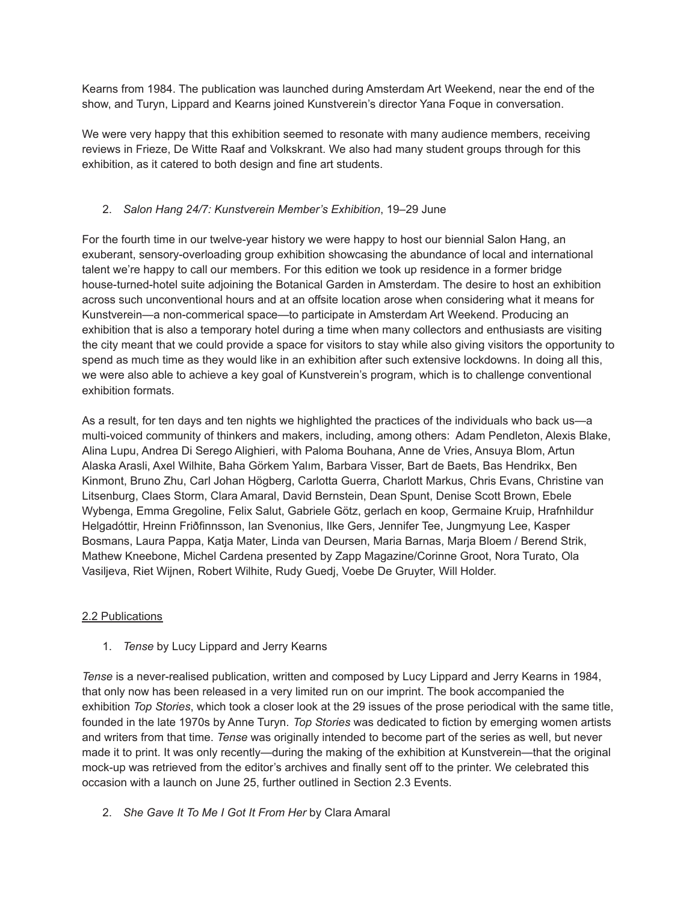Kearns from 1984. The publication was launched during Amsterdam Art Weekend, near the end of the show, and Turyn, Lippard and Kearns joined Kunstverein's director Yana Foque in conversation.

We were very happy that this exhibition seemed to resonate with many audience members, receiving reviews in Frieze, De Witte Raaf and Volkskrant. We also had many student groups through for this exhibition, as it catered to both design and fine art students.

2. *Salon Hang 24/7: Kunstverein Member's Exhibition*, 19–29 June

For the fourth time in our twelve-year history we were happy to host our biennial Salon Hang, an exuberant, sensory-overloading group exhibition showcasing the abundance of local and international talent we're happy to call our members. For this edition we took up residence in a former bridge house-turned-hotel suite adjoining the Botanical Garden in Amsterdam. The desire to host an exhibition across such unconventional hours and at an offsite location arose when considering what it means for Kunstverein—a non-commerical space—to participate in Amsterdam Art Weekend. Producing an exhibition that is also a temporary hotel during a time when many collectors and enthusiasts are visiting the city meant that we could provide a space for visitors to stay while also giving visitors the opportunity to spend as much time as they would like in an exhibition after such extensive lockdowns. In doing all this, we were also able to achieve a key goal of Kunstverein's program, which is to challenge conventional exhibition formats.

As a result, for ten days and ten nights we highlighted the practices of the individuals who back us—a multi-voiced community of thinkers and makers, including, among others: Adam Pendleton, Alexis Blake, Alina Lupu, Andrea Di Serego Alighieri, with Paloma Bouhana, Anne de Vries, Ansuya Blom, Artun Alaska Arasli, Axel Wilhite, Baha Görkem Yalım, Barbara Visser, Bart de Baets, Bas Hendrikx, Ben Kinmont, Bruno Zhu, Carl Johan Högberg, Carlotta Guerra, Charlott Markus, Chris Evans, Christine van Litsenburg, Claes Storm, Clara Amaral, David Bernstein, Dean Spunt, Denise Scott Brown, Ebele Wybenga, Emma Gregoline, Felix Salut, Gabriele Götz, gerlach en koop, Germaine Kruip, Hrafnhildur Helgadóttir, Hreinn Friðfinnsson, Ian Svenonius, Ilke Gers, Jennifer Tee, Jungmyung Lee, Kasper Bosmans, Laura Pappa, Katja Mater, Linda van Deursen, Maria Barnas, Marja Bloem / Berend Strik, Mathew Kneebone, Michel Cardena presented by Zapp Magazine/Corinne Groot, Nora Turato, Ola Vasiljeva, Riet Wijnen, Robert Wilhite, Rudy Guedj, Voebe De Gruyter, Will Holder.

## 2.2 Publications

1. *Tense* by Lucy Lippard and Jerry Kearns

*Tense* is a never-realised publication, written and composed by Lucy Lippard and Jerry Kearns in 1984, that only now has been released in a very limited run on our imprint. The book accompanied the exhibition *Top Stories*, which took a closer look at the 29 issues of the prose periodical with the same title, founded in the late 1970s by Anne Turyn. *Top Stories* was dedicated to fiction by emerging women artists and writers from that time. *Tense* was originally intended to become part of the series as well, but never made it to print. It was only recently—during the making of the exhibition at Kunstverein—that the original mock-up was retrieved from the editor's archives and finally sent off to the printer. We celebrated this occasion with a launch on June 25, further outlined in Section 2.3 Events.

2. *She Gave It To Me I Got It From Her* by Clara Amaral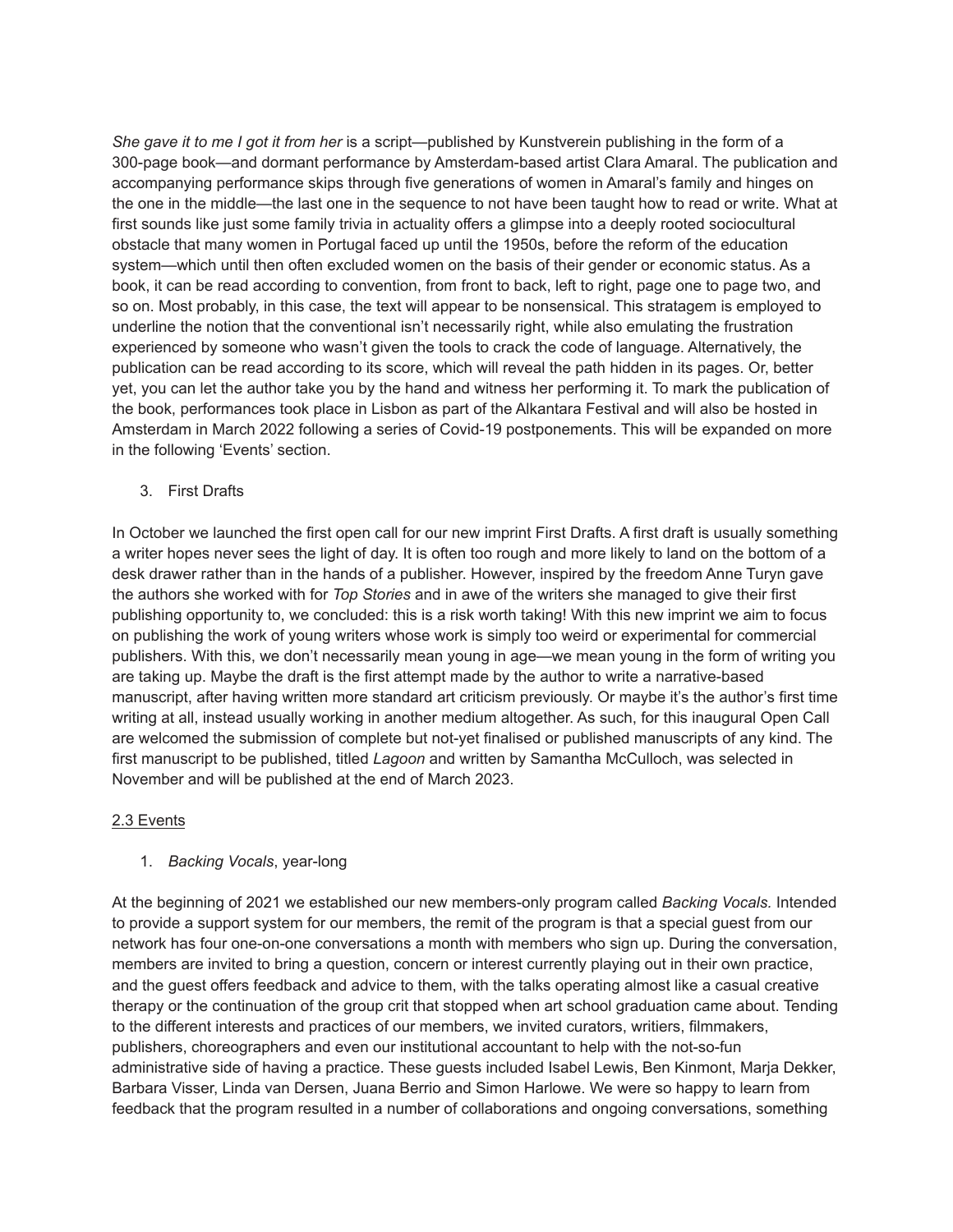*She gave it to me I got it from her* is a script—published by Kunstverein publishing in the form of a 300-page book—and dormant performance by Amsterdam-based artist Clara Amaral. The publication and accompanying performance skips through five generations of women in Amaral's family and hinges on the one in the middle—the last one in the sequence to not have been taught how to read or write. What at first sounds like just some family trivia in actuality offers a glimpse into a deeply rooted sociocultural obstacle that many women in Portugal faced up until the 1950s, before the reform of the education system—which until then often excluded women on the basis of their gender or economic status. As a book, it can be read according to convention, from front to back, left to right, page one to page two, and so on. Most probably, in this case, the text will appear to be nonsensical. This stratagem is employed to underline the notion that the conventional isn't necessarily right, while also emulating the frustration experienced by someone who wasn't given the tools to crack the code of language. Alternatively, the publication can be read according to its score, which will reveal the path hidden in its pages. Or, better yet, you can let the author take you by the hand and witness her performing it. To mark the publication of the book, performances took place in Lisbon as part of the Alkantara Festival and will also be hosted in Amsterdam in March 2022 following a series of Covid-19 postponements. This will be expanded on more in the following 'Events' section.

3. First Drafts

In October we launched the first open call for our new imprint First Drafts. A first draft is usually something a writer hopes never sees the light of day. It is often too rough and more likely to land on the bottom of a desk drawer rather than in the hands of a publisher. However, inspired by the freedom Anne Turyn gave the authors she worked with for *Top Stories* and in awe of the writers she managed to give their first publishing opportunity to, we concluded: this is a risk worth taking! With this new imprint we aim to focus on publishing the work of young writers whose work is simply too weird or experimental for commercial publishers. With this, we don't necessarily mean young in age—we mean young in the form of writing you are taking up. Maybe the draft is the first attempt made by the author to write a narrative-based manuscript, after having written more standard art criticism previously. Or maybe it's the author's first time writing at all, instead usually working in another medium altogether. As such, for this inaugural Open Call are welcomed the submission of complete but not-yet finalised or published manuscripts of any kind. The first manuscript to be published, titled *Lagoon* and written by Samantha McCulloch, was selected in November and will be published at the end of March 2023.

## 2.3 Events

1. *Backing Vocals*, year-long

At the beginning of 2021 we established our new members-only program called *Backing Vocals.* Intended to provide a support system for our members, the remit of the program is that a special guest from our network has four one-on-one conversations a month with members who sign up. During the conversation, members are invited to bring a question, concern or interest currently playing out in their own practice, and the guest offers feedback and advice to them, with the talks operating almost like a casual creative therapy or the continuation of the group crit that stopped when art school graduation came about. Tending to the different interests and practices of our members, we invited curators, writiers, filmmakers, publishers, choreographers and even our institutional accountant to help with the not-so-fun administrative side of having a practice. These guests included Isabel Lewis, Ben Kinmont, Marja Dekker, Barbara Visser, Linda van Dersen, Juana Berrio and Simon Harlowe. We were so happy to learn from feedback that the program resulted in a number of collaborations and ongoing conversations, something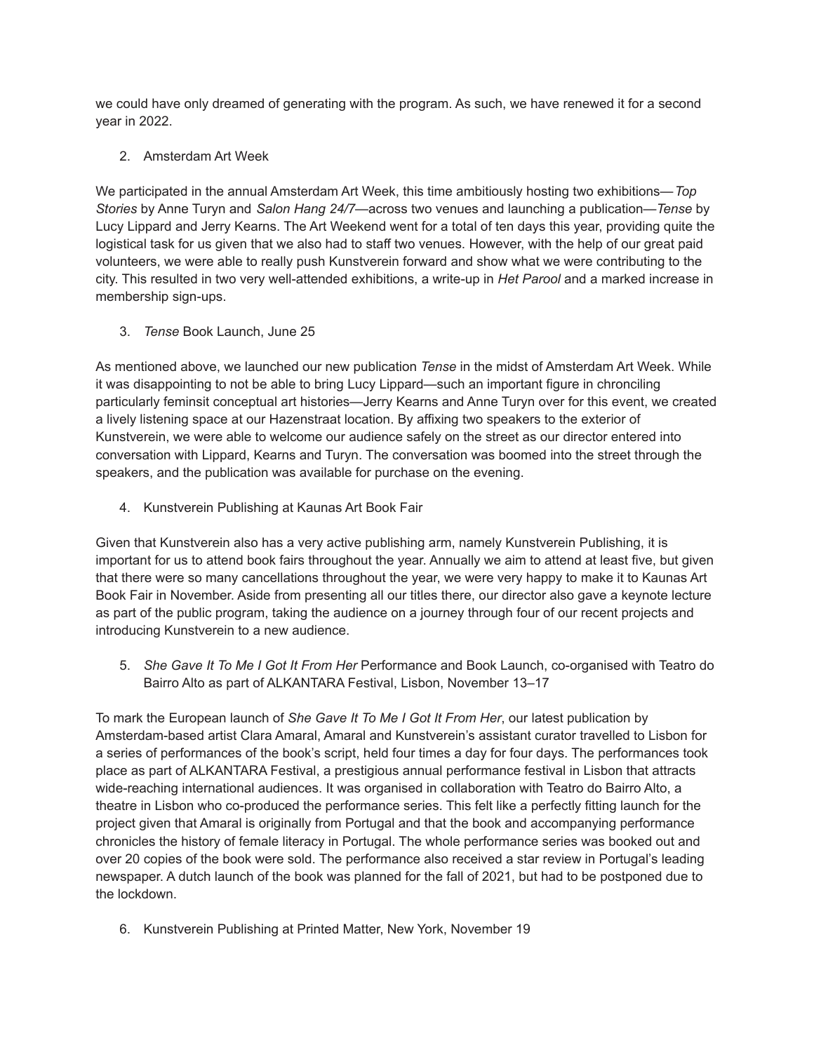we could have only dreamed of generating with the program. As such, we have renewed it for a second year in 2022.

2. Amsterdam Art Week

We participated in the annual Amsterdam Art Week, this time ambitiously hosting two exhibitions—*Top Stories* by Anne Turyn and *Salon Hang 24/7*—across two venues and launching a publication—*Tense* by Lucy Lippard and Jerry Kearns. The Art Weekend went for a total of ten days this year, providing quite the logistical task for us given that we also had to staff two venues. However, with the help of our great paid volunteers, we were able to really push Kunstverein forward and show what we were contributing to the city. This resulted in two very well-attended exhibitions, a write-up in *Het Parool* and a marked increase in membership sign-ups.

3. *Tense* Book Launch, June 25

As mentioned above, we launched our new publication *Tense* in the midst of Amsterdam Art Week. While it was disappointing to not be able to bring Lucy Lippard—such an important figure in chronciling particularly feminsit conceptual art histories—Jerry Kearns and Anne Turyn over for this event, we created a lively listening space at our Hazenstraat location. By affixing two speakers to the exterior of Kunstverein, we were able to welcome our audience safely on the street as our director entered into conversation with Lippard, Kearns and Turyn. The conversation was boomed into the street through the speakers, and the publication was available for purchase on the evening.

4. Kunstverein Publishing at Kaunas Art Book Fair

Given that Kunstverein also has a very active publishing arm, namely Kunstverein Publishing, it is important for us to attend book fairs throughout the year. Annually we aim to attend at least five, but given that there were so many cancellations throughout the year, we were very happy to make it to Kaunas Art Book Fair in November. Aside from presenting all our titles there, our director also gave a keynote lecture as part of the public program, taking the audience on a journey through four of our recent projects and introducing Kunstverein to a new audience.

5. *She Gave It To Me I Got It From Her* Performance and Book Launch, co-organised with Teatro do Bairro Alto as part of ALKANTARA Festival, Lisbon, November 13–17

To mark the European launch of *She Gave It To Me I Got It From Her*, our latest publication by Amsterdam-based artist Clara Amaral, Amaral and Kunstverein's assistant curator travelled to Lisbon for a series of performances of the book's script, held four times a day for four days. The performances took place as part of ALKANTARA Festival, a prestigious annual performance festival in Lisbon that attracts wide-reaching international audiences. It was organised in collaboration with Teatro do Bairro Alto, a theatre in Lisbon who co-produced the performance series. This felt like a perfectly fitting launch for the project given that Amaral is originally from Portugal and that the book and accompanying performance chronicles the history of female literacy in Portugal. The whole performance series was booked out and over 20 copies of the book were sold. The performance also received a star review in Portugal's leading newspaper. A dutch launch of the book was planned for the fall of 2021, but had to be postponed due to the lockdown.

6. Kunstverein Publishing at Printed Matter, New York, November 19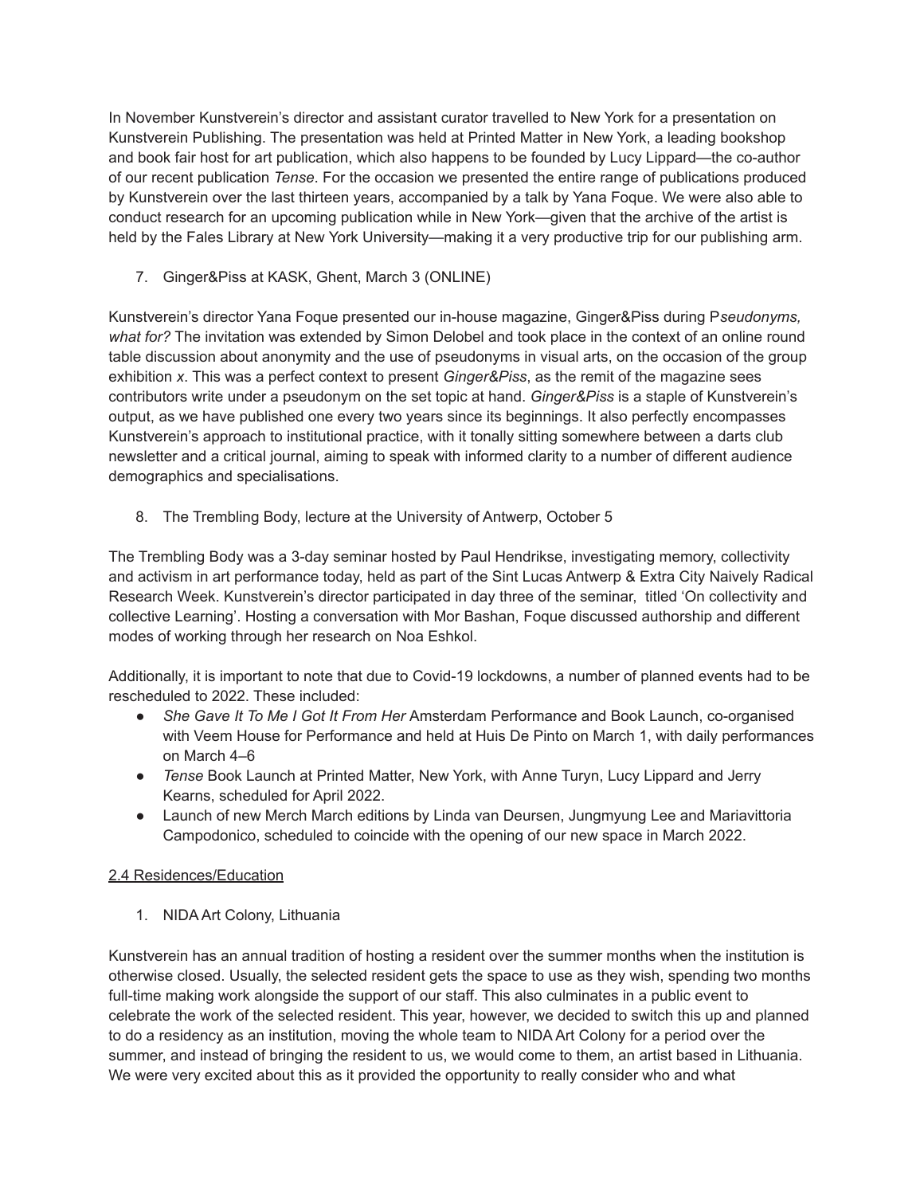In November Kunstverein's director and assistant curator travelled to New York for a presentation on Kunstverein Publishing. The presentation was held at Printed Matter in New York, a leading bookshop and book fair host for art publication, which also happens to be founded by Lucy Lippard—the co-author of our recent publication *Tense*. For the occasion we presented the entire range of publications produced by Kunstverein over the last thirteen years, accompanied by a talk by Yana Foque. We were also able to conduct research for an upcoming publication while in New York—given that the archive of the artist is held by the Fales Library at New York University—making it a very productive trip for our publishing arm.

7. Ginger&Piss at KASK, Ghent, March 3 (ONLINE)

Kunstverein's director Yana Foque presented our in-house magazine, Ginger&Piss during P*seudonyms, what for?* The invitation was extended by Simon Delobel and took place in the context of an online round table discussion about anonymity and the use of pseudonyms in visual arts, on the occasion of the group exhibition *x*. This was a perfect context to present *Ginger&Piss*, as the remit of the magazine sees contributors write under a pseudonym on the set topic at hand. *Ginger&Piss* is a staple of Kunstverein's output, as we have published one every two years since its beginnings. It also perfectly encompasses Kunstverein's approach to institutional practice, with it tonally sitting somewhere between a darts club newsletter and a critical journal, aiming to speak with informed clarity to a number of different audience demographics and specialisations.

8. The Trembling Body, lecture at the University of Antwerp, October 5

The Trembling Body was a 3-day seminar hosted by Paul Hendrikse, investigating memory, collectivity and activism in art performance today, held as part of the Sint Lucas Antwerp & Extra City Naively Radical Research Week. Kunstverein's director participated in day three of the seminar, titled 'On collectivity and collective Learning'. Hosting a conversation with Mor Bashan, Foque discussed authorship and different modes of working through her research on Noa Eshkol.

Additionally, it is important to note that due to Covid-19 lockdowns, a number of planned events had to be rescheduled to 2022. These included:

- *She Gave It To Me I Got It From Her* Amsterdam Performance and Book Launch, co-organised with Veem House for Performance and held at Huis De Pinto on March 1, with daily performances on March 4–6
- *Tense* Book Launch at Printed Matter, New York, with Anne Turyn, Lucy Lippard and Jerry Kearns, scheduled for April 2022.
- Launch of new Merch March editions by Linda van Deursen, Jungmyung Lee and Mariavittoria Campodonico, scheduled to coincide with the opening of our new space in March 2022.

## 2.4 Residences/Education

1. NIDA Art Colony, Lithuania

Kunstverein has an annual tradition of hosting a resident over the summer months when the institution is otherwise closed. Usually, the selected resident gets the space to use as they wish, spending two months full-time making work alongside the support of our staff. This also culminates in a public event to celebrate the work of the selected resident. This year, however, we decided to switch this up and planned to do a residency as an institution, moving the whole team to NIDA Art Colony for a period over the summer, and instead of bringing the resident to us, we would come to them, an artist based in Lithuania. We were very excited about this as it provided the opportunity to really consider who and what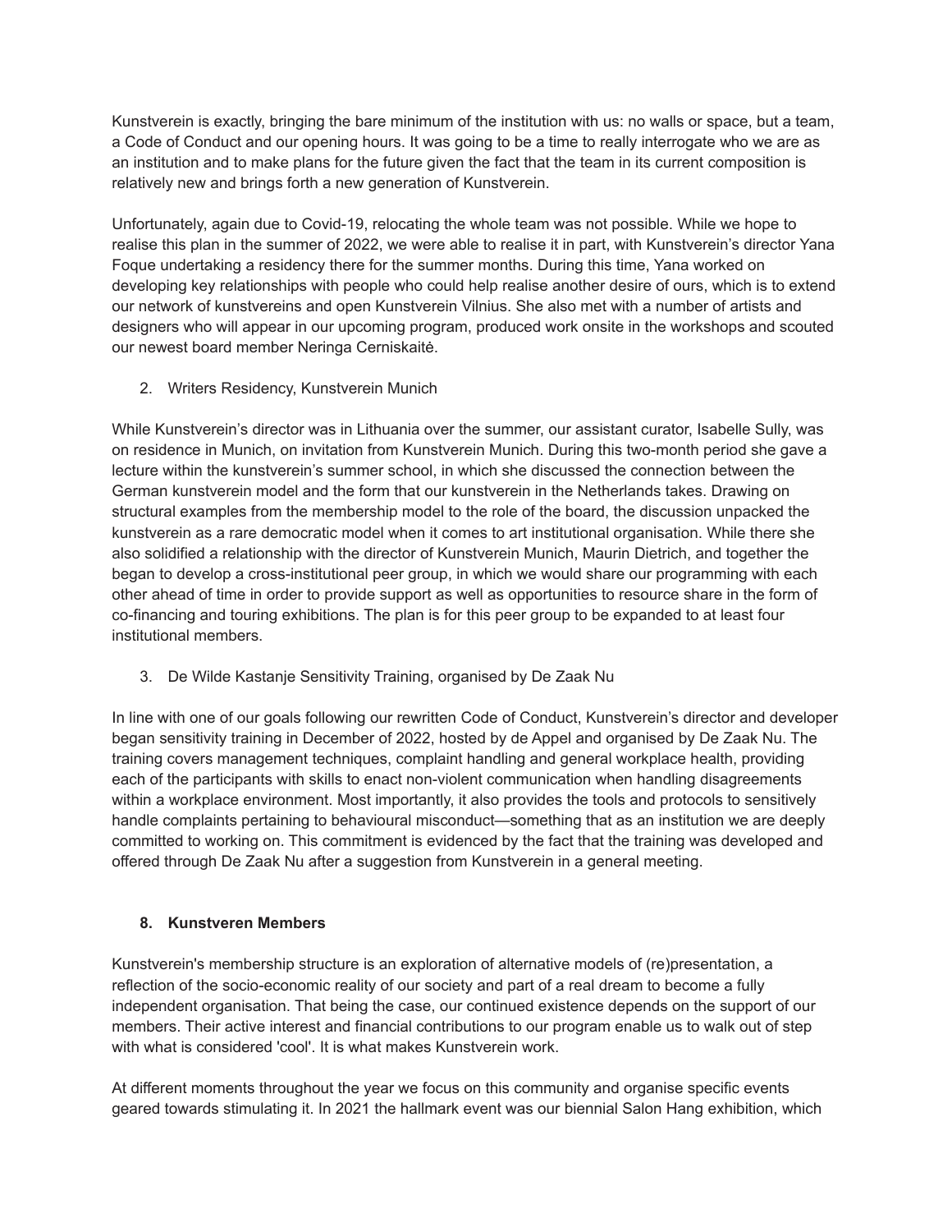Kunstverein is exactly, bringing the bare minimum of the institution with us: no walls or space, but a team, a Code of Conduct and our opening hours. It was going to be a time to really interrogate who we are as an institution and to make plans for the future given the fact that the team in its current composition is relatively new and brings forth a new generation of Kunstverein.

Unfortunately, again due to Covid-19, relocating the whole team was not possible. While we hope to realise this plan in the summer of 2022, we were able to realise it in part, with Kunstverein's director Yana Foque undertaking a residency there for the summer months. During this time, Yana worked on developing key relationships with people who could help realise another desire of ours, which is to extend our network of kunstvereins and open Kunstverein Vilnius. She also met with a number of artists and designers who will appear in our upcoming program, produced work onsite in the workshops and scouted our newest board member Neringa Cerniskaitė.

2. Writers Residency, Kunstverein Munich

While Kunstverein's director was in Lithuania over the summer, our assistant curator, Isabelle Sully, was on residence in Munich, on invitation from Kunstverein Munich. During this two-month period she gave a lecture within the kunstverein's summer school, in which she discussed the connection between the German kunstverein model and the form that our kunstverein in the Netherlands takes. Drawing on structural examples from the membership model to the role of the board, the discussion unpacked the kunstverein as a rare democratic model when it comes to art institutional organisation. While there she also solidified a relationship with the director of Kunstverein Munich, Maurin Dietrich, and together the began to develop a cross-institutional peer group, in which we would share our programming with each other ahead of time in order to provide support as well as opportunities to resource share in the form of co-financing and touring exhibitions. The plan is for this peer group to be expanded to at least four institutional members.

3. De Wilde Kastanje Sensitivity Training, organised by De Zaak Nu

In line with one of our goals following our rewritten Code of Conduct, Kunstverein's director and developer began sensitivity training in December of 2022, hosted by de Appel and organised by De Zaak Nu. The training covers management techniques, complaint handling and general workplace health, providing each of the participants with skills to enact non-violent communication when handling disagreements within a workplace environment. Most importantly, it also provides the tools and protocols to sensitively handle complaints pertaining to behavioural misconduct—something that as an institution we are deeply committed to working on. This commitment is evidenced by the fact that the training was developed and offered through De Zaak Nu after a suggestion from Kunstverein in a general meeting.

## 8. Kunstveren Members

Kunstverein's membership structure is an exploration of alternative models of (re)presentation, a reflection of the socio-economic reality of our society and part of a real dream to become a fully independent organisation. That being the case, our continued existence depends on the support of our members. Their active interest and financial contributions to our program enable us to walk out of step with what is considered 'cool'. It is what makes Kunstverein work.

At different moments throughout the year we focus on this community and organise specific events geared towards stimulating it. In 2021 the hallmark event was our biennial Salon Hang exhibition, which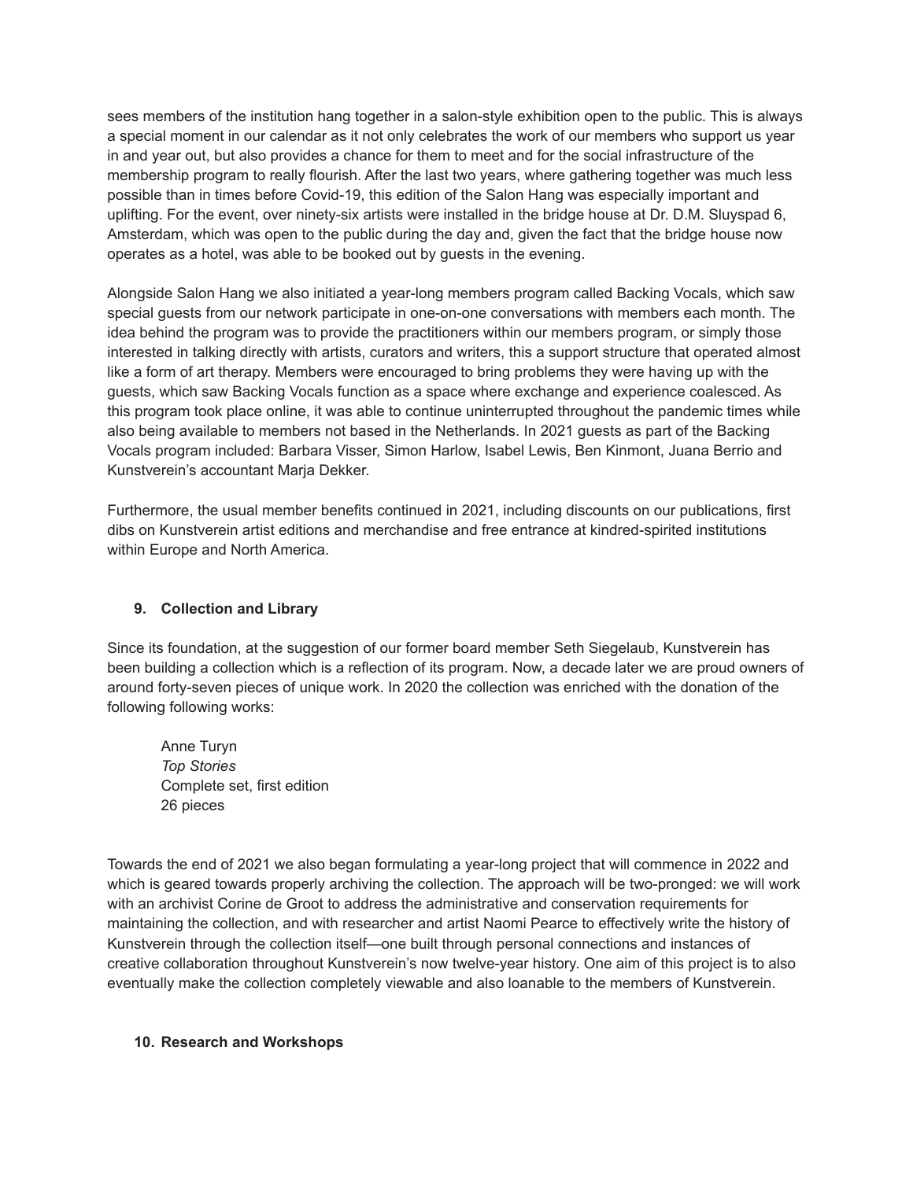sees members of the institution hang together in a salon-style exhibition open to the public. This is always a special moment in our calendar as it not only celebrates the work of our members who support us year in and year out, but also provides a chance for them to meet and for the social infrastructure of the membership program to really flourish. After the last two years, where gathering together was much less possible than in times before Covid-19, this edition of the Salon Hang was especially important and uplifting. For the event, over ninety-six artists were installed in the bridge house at Dr. D.M. Sluyspad 6, Amsterdam, which was open to the public during the day and, given the fact that the bridge house now operates as a hotel, was able to be booked out by guests in the evening.

Alongside Salon Hang we also initiated a year-long members program called Backing Vocals, which saw special guests from our network participate in one-on-one conversations with members each month. The idea behind the program was to provide the practitioners within our members program, or simply those interested in talking directly with artists, curators and writers, this a support structure that operated almost like a form of art therapy. Members were encouraged to bring problems they were having up with the guests, which saw Backing Vocals function as a space where exchange and experience coalesced. As this program took place online, it was able to continue uninterrupted throughout the pandemic times while also being available to members not based in the Netherlands. In 2021 guests as part of the Backing Vocals program included: Barbara Visser, Simon Harlow, Isabel Lewis, Ben Kinmont, Juana Berrio and Kunstverein's accountant Marja Dekker.

Furthermore, the usual member benefits continued in 2021, including discounts on our publications, first dibs on Kunstverein artist editions and merchandise and free entrance at kindred-spirited institutions within Europe and North America.

## 9. Collection and Library

Since its foundation, at the suggestion of our former board member Seth Siegelaub, Kunstverein has been building a collection which is a reflection of its program. Now, a decade later we are proud owners of around forty-seven pieces of unique work. In 2020 the collection was enriched with the donation of the following following works:

> Anne Turyn
> *Top Stories*
> Complete set, first edition
> 26 pieces

Towards the end of 2021 we also began formulating a year-long project that will commence in 2022 and which is geared towards properly archiving the collection. The approach will be two-pronged: we will work with an archivist Corine de Groot to address the administrative and conservation requirements for maintaining the collection, and with researcher and artist Naomi Pearce to effectively write the history of Kunstverein through the collection itself—one built through personal connections and instances of creative collaboration throughout Kunstverein's now twelve-year history. One aim of this project is to also eventually make the collection completely viewable and also loanable to the members of Kunstverein.

## 10. Research and Workshops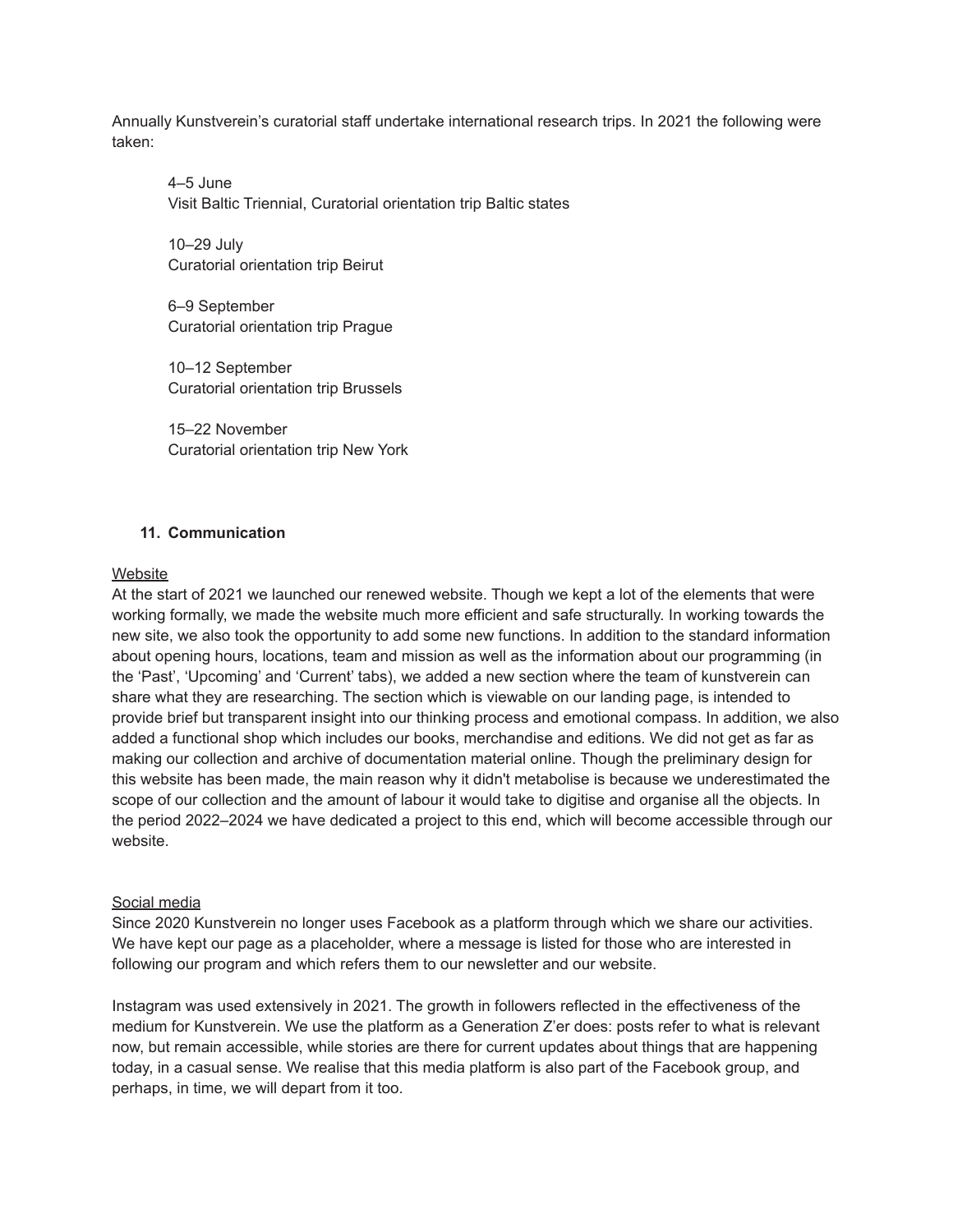Annually Kunstverein's curatorial staff undertake international research trips. In 2021 the following were taken:

4–5 June
Visit Baltic Triennial, Curatorial orientation trip Baltic states

10–29 July
Curatorial orientation trip Beirut

6–9 September
Curatorial orientation trip Prague

10–12 September
Curatorial orientation trip Brussels

15–22 November
Curatorial orientation trip New York

## 11. Communication

<u>Website</u>

At the start of 2021 we launched our renewed website. Though we kept a lot of the elements that were working formally, we made the website much more efficient and safe structurally. In working towards the new site, we also took the opportunity to add some new functions. In addition to the standard information about opening hours, locations, team and mission as well as the information about our programming (in the 'Past', 'Upcoming' and 'Current' tabs), we added a new section where the team of kunstverein can share what they are researching. The section which is viewable on our landing page, is intended to provide brief but transparent insight into our thinking process and emotional compass. In addition, we also added a functional shop which includes our books, merchandise and editions. We did not get as far as making our collection and archive of documentation material online. Though the preliminary design for this website has been made, the main reason why it didn't metabolise is because we underestimated the scope of our collection and the amount of labour it would take to digitise and organise all the objects. In the period 2022–2024 we have dedicated a project to this end, which will become accessible through our website.

<u>Social media</u>

Since 2020 Kunstverein no longer uses Facebook as a platform through which we share our activities. We have kept our page as a placeholder, where a message is listed for those who are interested in following our program and which refers them to our newsletter and our website.

Instagram was used extensively in 2021. The growth in followers reflected in the effectiveness of the medium for Kunstverein. We use the platform as a Generation Z'er does: posts refer to what is relevant now, but remain accessible, while stories are there for current updates about things that are happening today, in a casual sense. We realise that this media platform is also part of the Facebook group, and perhaps, in time, we will depart from it too.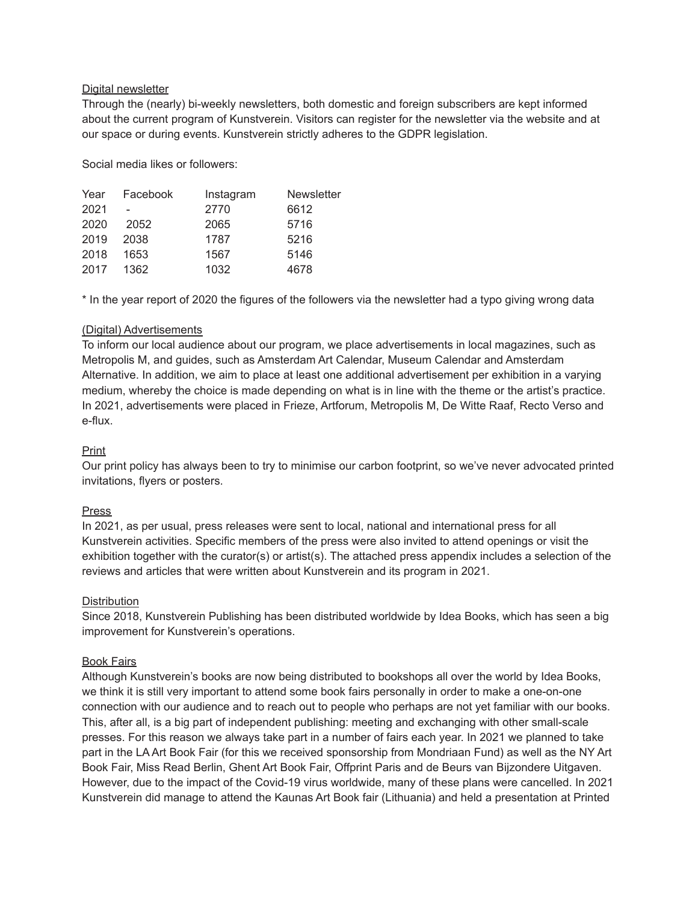Digital newsletter

Through the (nearly) bi-weekly newsletters, both domestic and foreign subscribers are kept informed about the current program of Kunstverein. Visitors can register for the newsletter via the website and at our space or during events. Kunstverein strictly adheres to the GDPR legislation.

Social media likes or followers:

| Year | Facebook | Instagram | Newsletter |
|---|---|---|---|
| 2021 | - | 2770 | 6612 |
| 2020 | 2052 | 2065 | 5716 |
| 2019 | 2038 | 1787 | 5216 |
| 2018 | 1653 | 1567 | 5146 |
| 2017 | 1362 | 1032 | 4678 |

* In the year report of 2020 the figures of the followers via the newsletter had a typo giving wrong data

(Digital) Advertisements

To inform our local audience about our program, we place advertisements in local magazines, such as Metropolis M, and guides, such as Amsterdam Art Calendar, Museum Calendar and Amsterdam Alternative. In addition, we aim to place at least one additional advertisement per exhibition in a varying medium, whereby the choice is made depending on what is in line with the theme or the artist's practice. In 2021, advertisements were placed in Frieze, Artforum, Metropolis M, De Witte Raaf, Recto Verso and e-flux.

Print

Our print policy has always been to try to minimise our carbon footprint, so we've never advocated printed invitations, flyers or posters.

Press

In 2021, as per usual, press releases were sent to local, national and international press for all Kunstverein activities. Specific members of the press were also invited to attend openings or visit the exhibition together with the curator(s) or artist(s). The attached press appendix includes a selection of the reviews and articles that were written about Kunstverein and its program in 2021.

Distribution

Since 2018, Kunstverein Publishing has been distributed worldwide by Idea Books, which has seen a big improvement for Kunstverein's operations.

Book Fairs

Although Kunstverein's books are now being distributed to bookshops all over the world by Idea Books, we think it is still very important to attend some book fairs personally in order to make a one-on-one connection with our audience and to reach out to people who perhaps are not yet familiar with our books. This, after all, is a big part of independent publishing: meeting and exchanging with other small-scale presses. For this reason we always take part in a number of fairs each year. In 2021 we planned to take part in the LA Art Book Fair (for this we received sponsorship from Mondriaan Fund) as well as the NY Art Book Fair, Miss Read Berlin, Ghent Art Book Fair, Offprint Paris and de Beurs van Bijzondere Uitgaven. However, due to the impact of the Covid-19 virus worldwide, many of these plans were cancelled. In 2021 Kunstverein did manage to attend the Kaunas Art Book fair (Lithuania) and held a presentation at Printed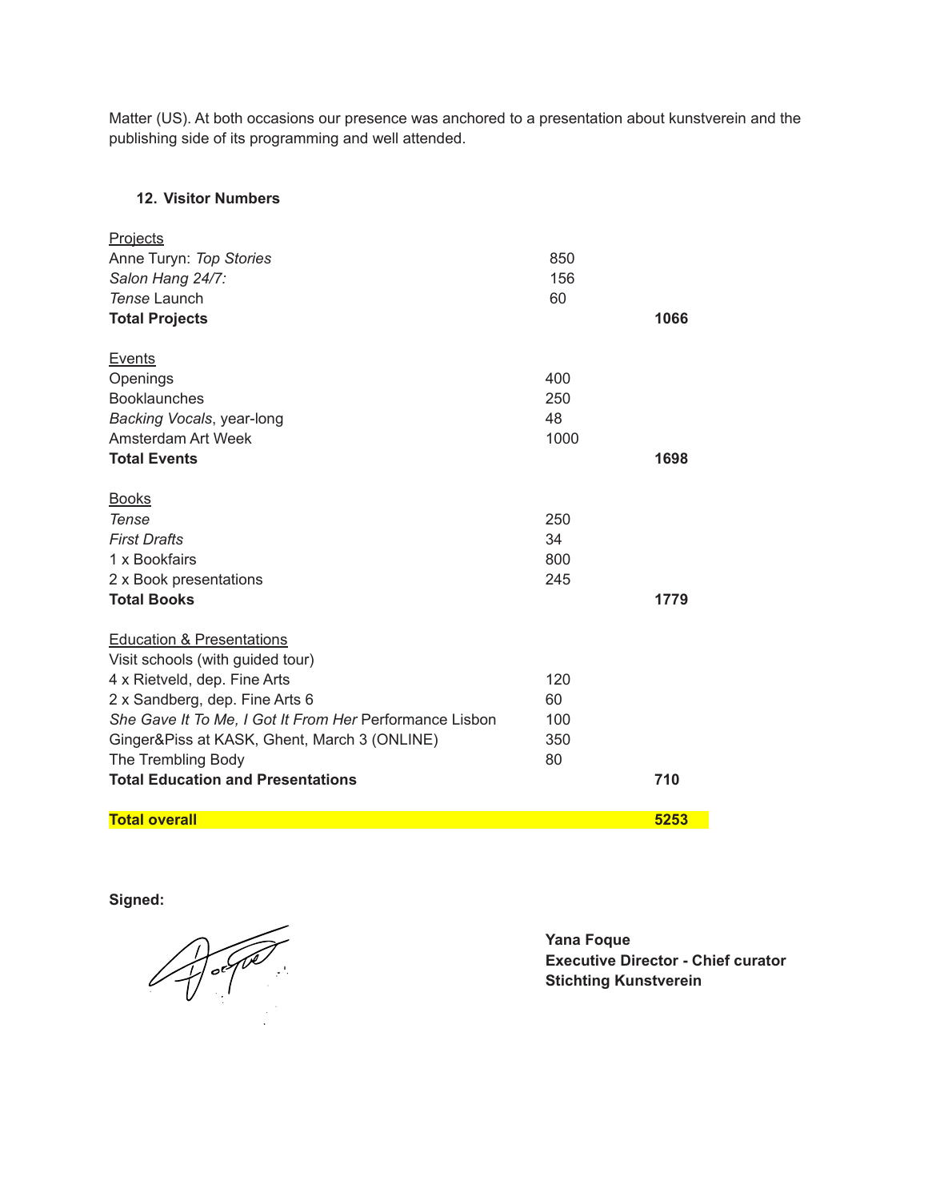Matter (US). At both occasions our presence was anchored to a presentation about kunstverein and the publishing side of its programming and well attended.

### 12. Visitor Numbers

| | | |
|---|---|---|
| <u>Projects</u> | | |
| Anne Turyn: *Top Stories* | 850 | |
| *Salon Hang 24/7:* | 156 | |
| *Tense* Launch | 60 | |
| **Total Projects** | | **1066** |
| <u>Events</u> | | |
| Openings | 400 | |
| Booklaunches | 250 | |
| *Backing Vocals*, year-long | 48 | |
| Amsterdam Art Week | 1000 | |
| **Total Events** | | **1698** |
| <u>Books</u> | | |
| *Tense* | 250 | |
| *First Drafts* | 34 | |
| 1 x Bookfairs | 800 | |
| 2 x Book presentations | 245 | |
| **Total Books** | | **1779** |
| <u>Education & Presentations</u> | | |
| Visit schools (with guided tour) | | |
| 4 x Rietveld, dep. Fine Arts | 120 | |
| 2 x Sandberg, dep. Fine Arts 6 | 60 | |
| *She Gave It To Me, I Got It From Her* Performance Lisbon | 100 | |
| Ginger&Piss at KASK, Ghent, March 3 (ONLINE) | 350 | |
| The Trembling Body | 80 | |
| **Total Education and Presentations** | | **710** |
| **Total overall** | | **5253** |

**Signed:**

**Yana Foque**
**Executive Director - Chief curator**
**Stichting Kunstverein**